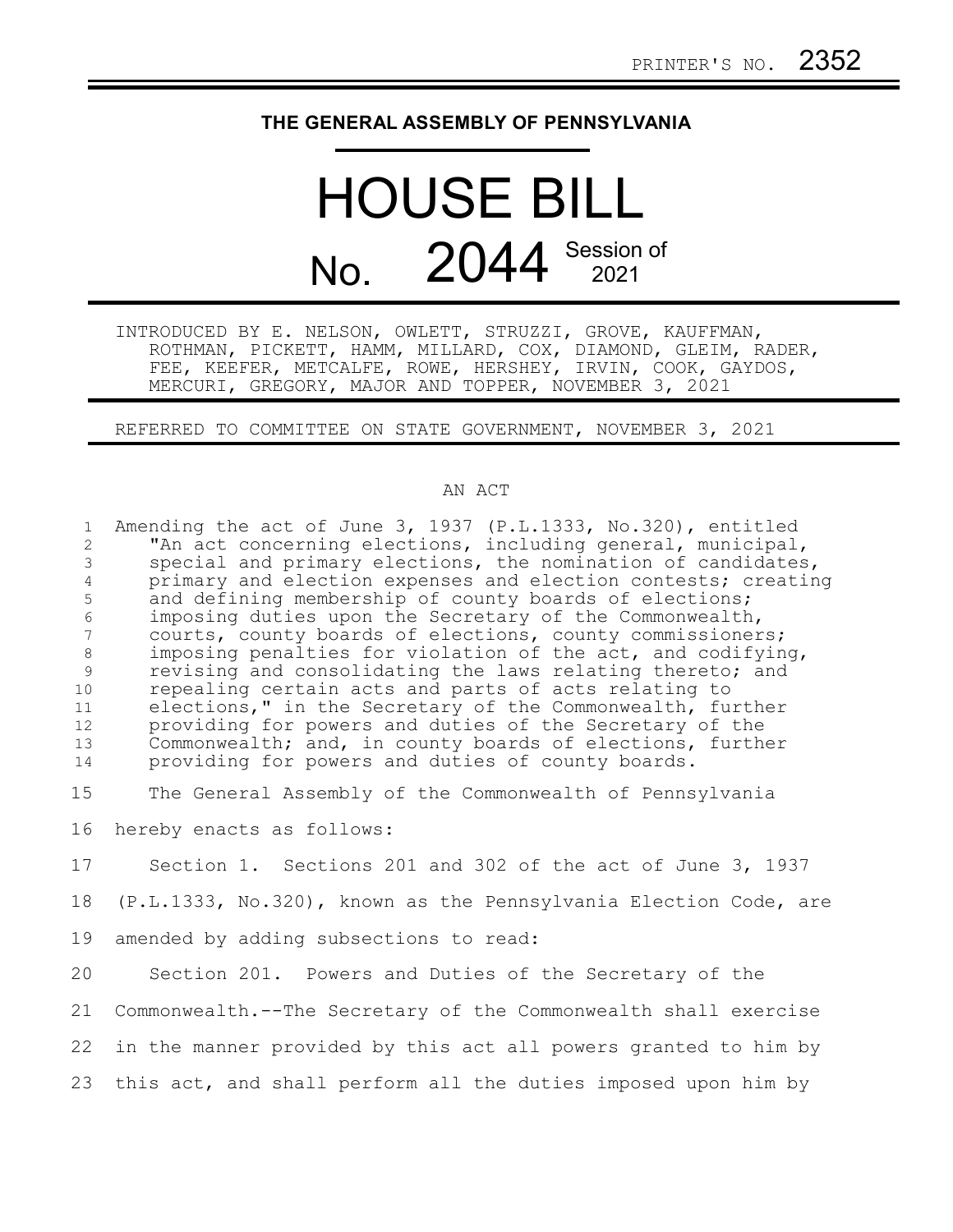PRINTER'S NO. 2352

# THE GENERAL ASSEMBLY OF PENNSYLVANIA

# HOUSE BILL No. 2044 Session of 2021

INTRODUCED BY E. NELSON, OWLETT, STRUZZI, GROVE, KAUFFMAN, ROTHMAN, PICKETT, HAMM, MILLARD, COX, DIAMOND, GLEIM, RADER, FEE, KEEFER, METCALFE, ROWE, HERSHEY, IRVIN, COOK, GAYDOS, MERCURI, GREGORY, MAJOR AND TOPPER, NOVEMBER 3, 2021

REFERRED TO COMMITTEE ON STATE GOVERNMENT, NOVEMBER 3, 2021

AN ACT

Amending the act of June 3, 1937 (P.L.1333, No.320), entitled "An act concerning elections, including general, municipal, special and primary elections, the nomination of candidates, primary and election expenses and election contests; creating and defining membership of county boards of elections; imposing duties upon the Secretary of the Commonwealth, courts, county boards of elections, county commissioners; imposing penalties for violation of the act, and codifying, revising and consolidating the laws relating thereto; and repealing certain acts and parts of acts relating to elections," in the Secretary of the Commonwealth, further providing for powers and duties of the Secretary of the Commonwealth; and, in county boards of elections, further providing for powers and duties of county boards.

The General Assembly of the Commonwealth of Pennsylvania hereby enacts as follows:

Section 1. Sections 201 and 302 of the act of June 3, 1937 (P.L.1333, No.320), known as the Pennsylvania Election Code, are amended by adding subsections to read:

Section 201. Powers and Duties of the Secretary of the Commonwealth.--The Secretary of the Commonwealth shall exercise in the manner provided by this act all powers granted to him by this act, and shall perform all the duties imposed upon him by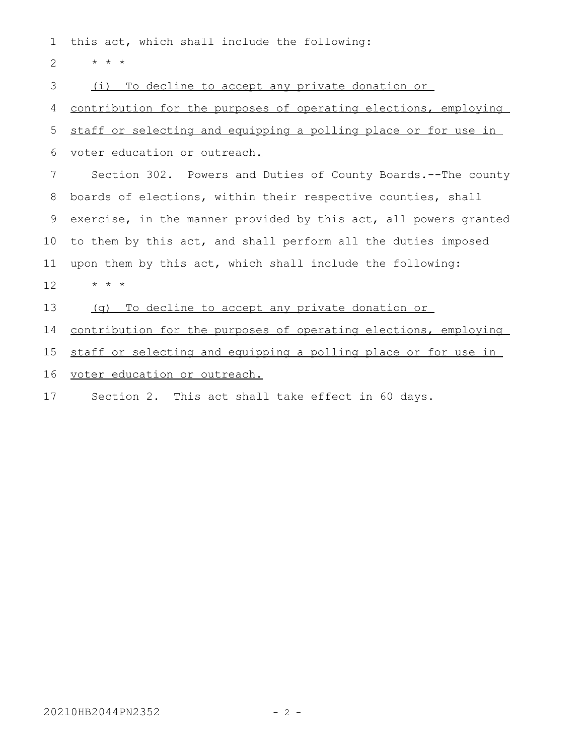this act, which shall include the following:

* * *

(i) To decline to accept any private donation or contribution for the purposes of operating elections, employing staff or selecting and equipping a polling place or for use in voter education or outreach.

Section 302. Powers and Duties of County Boards.--The county boards of elections, within their respective counties, shall exercise, in the manner provided by this act, all powers granted to them by this act, and shall perform all the duties imposed upon them by this act, which shall include the following:

* * *

(q) To decline to accept any private donation or contribution for the purposes of operating elections, employing staff or selecting and equipping a polling place or for use in voter education or outreach.

Section 2. This act shall take effect in 60 days.